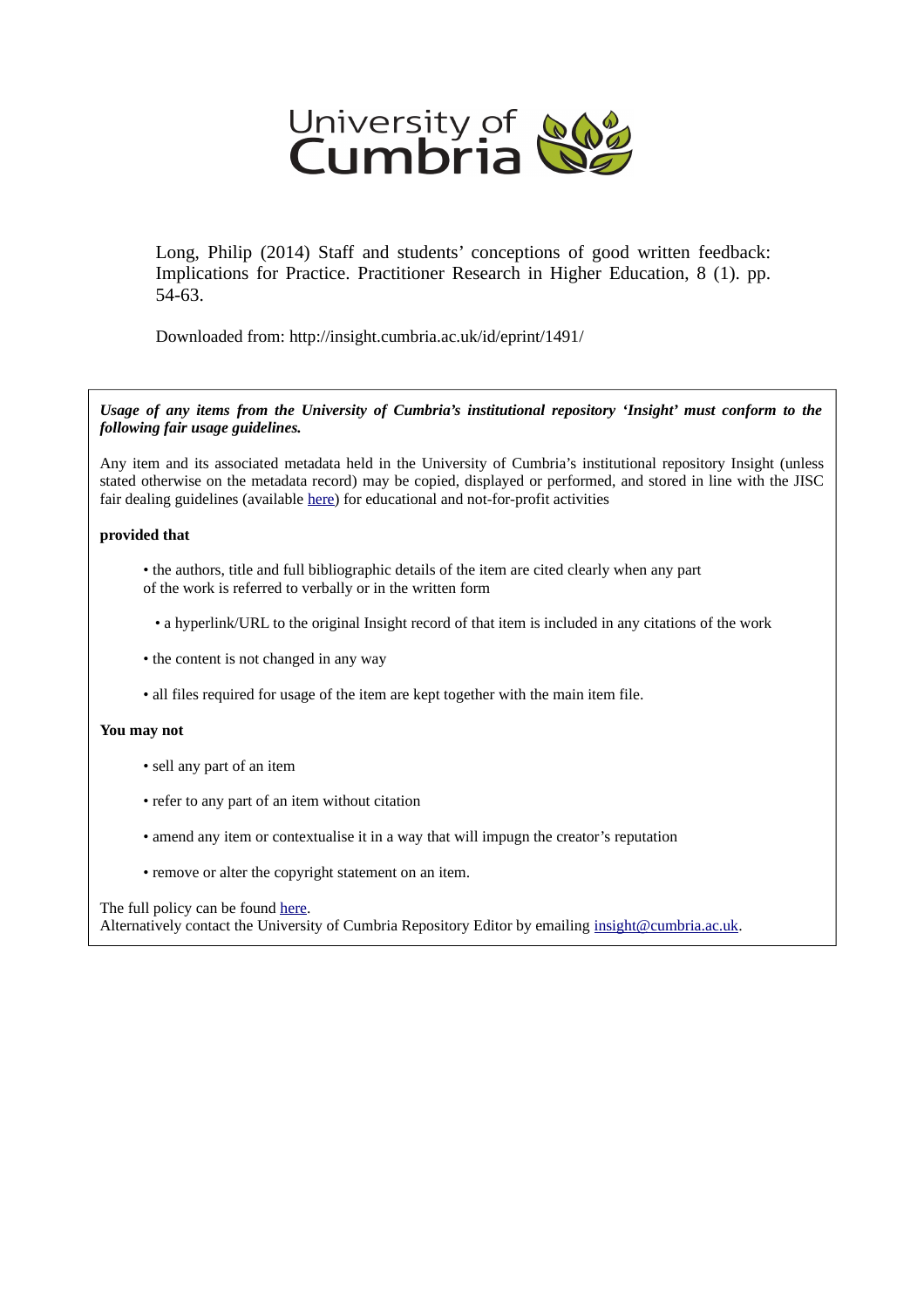University of Cumbria

Long, Philip (2014) Staff and students' conceptions of good written feedback: Implications for Practice. Practitioner Research in Higher Education, 8 (1). pp. 54-63.

Downloaded from: http://insight.cumbria.ac.uk/id/eprint/1491/

***Usage of any items from the University of Cumbria's institutional repository 'Insight' must conform to the following fair usage guidelines.***

Any item and its associated metadata held in the University of Cumbria's institutional repository Insight (unless stated otherwise on the metadata record) may be copied, displayed or performed, and stored in line with the JISC fair dealing guidelines (available here) for educational and not-for-profit activities

**provided that**

- the authors, title and full bibliographic details of the item are cited clearly when any part of the work is referred to verbally or in the written form
- a hyperlink/URL to the original Insight record of that item is included in any citations of the work
- the content is not changed in any way
- all files required for usage of the item are kept together with the main item file.

**You may not**

- sell any part of an item
- refer to any part of an item without citation
- amend any item or contextualise it in a way that will impugn the creator's reputation
- remove or alter the copyright statement on an item.

The full policy can be found here.
Alternatively contact the University of Cumbria Repository Editor by emailing insight@cumbria.ac.uk.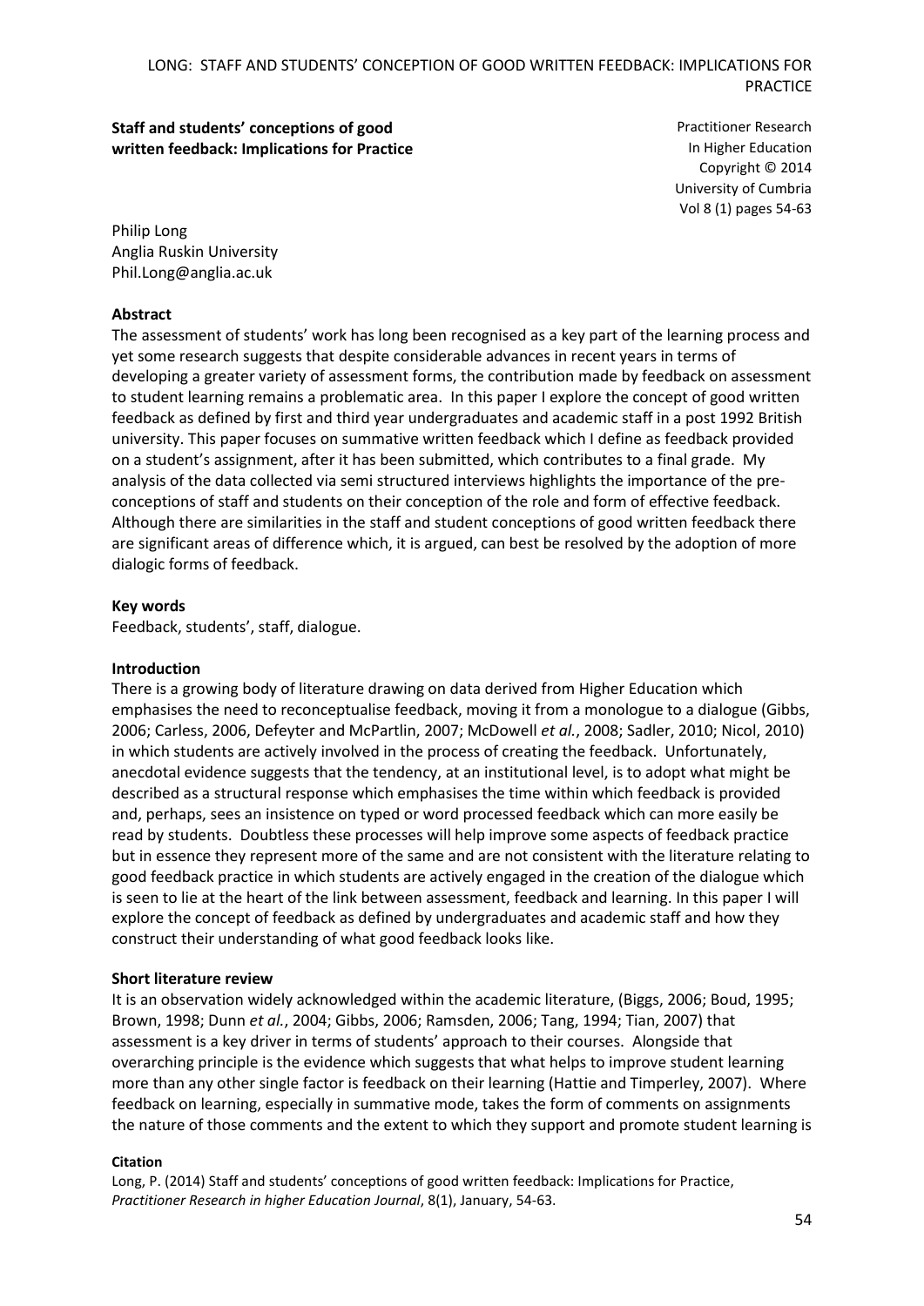**Staff and students' conceptions of good written feedback: Implications for Practice**

Practitioner Research
In Higher Education
Copyright © 2014
University of Cumbria
Vol 8 (1) pages 54-63

Philip Long
Anglia Ruskin University
Phil.Long@anglia.ac.uk

**Abstract**

The assessment of students' work has long been recognised as a key part of the learning process and yet some research suggests that despite considerable advances in recent years in terms of developing a greater variety of assessment forms, the contribution made by feedback on assessment to student learning remains a problematic area. In this paper I explore the concept of good written feedback as defined by first and third year undergraduates and academic staff in a post 1992 British university. This paper focuses on summative written feedback which I define as feedback provided on a student's assignment, after it has been submitted, which contributes to a final grade. My analysis of the data collected via semi structured interviews highlights the importance of the pre-conceptions of staff and students on their conception of the role and form of effective feedback. Although there are similarities in the staff and student conceptions of good written feedback there are significant areas of difference which, it is argued, can best be resolved by the adoption of more dialogic forms of feedback.

**Key words**

Feedback, students', staff, dialogue.

**Introduction**

There is a growing body of literature drawing on data derived from Higher Education which emphasises the need to reconceptualise feedback, moving it from a monologue to a dialogue (Gibbs, 2006; Carless, 2006, Defeyter and McPartlin, 2007; McDowell *et al.*, 2008; Sadler, 2010; Nicol, 2010) in which students are actively involved in the process of creating the feedback. Unfortunately, anecdotal evidence suggests that the tendency, at an institutional level, is to adopt what might be described as a structural response which emphasises the time within which feedback is provided and, perhaps, sees an insistence on typed or word processed feedback which can more easily be read by students. Doubtless these processes will help improve some aspects of feedback practice but in essence they represent more of the same and are not consistent with the literature relating to good feedback practice in which students are actively engaged in the creation of the dialogue which is seen to lie at the heart of the link between assessment, feedback and learning. In this paper I will explore the concept of feedback as defined by undergraduates and academic staff and how they construct their understanding of what good feedback looks like.

**Short literature review**

It is an observation widely acknowledged within the academic literature, (Biggs, 2006; Boud, 1995; Brown, 1998; Dunn *et al.*, 2004; Gibbs, 2006; Ramsden, 2006; Tang, 1994; Tian, 2007) that assessment is a key driver in terms of students' approach to their courses. Alongside that overarching principle is the evidence which suggests that what helps to improve student learning more than any other single factor is feedback on their learning (Hattie and Timperley, 2007). Where feedback on learning, especially in summative mode, takes the form of comments on assignments the nature of those comments and the extent to which they support and promote student learning is

**Citation**

Long, P. (2014) Staff and students' conceptions of good written feedback: Implications for Practice, *Practitioner Research in higher Education Journal*, 8(1), January, 54-63.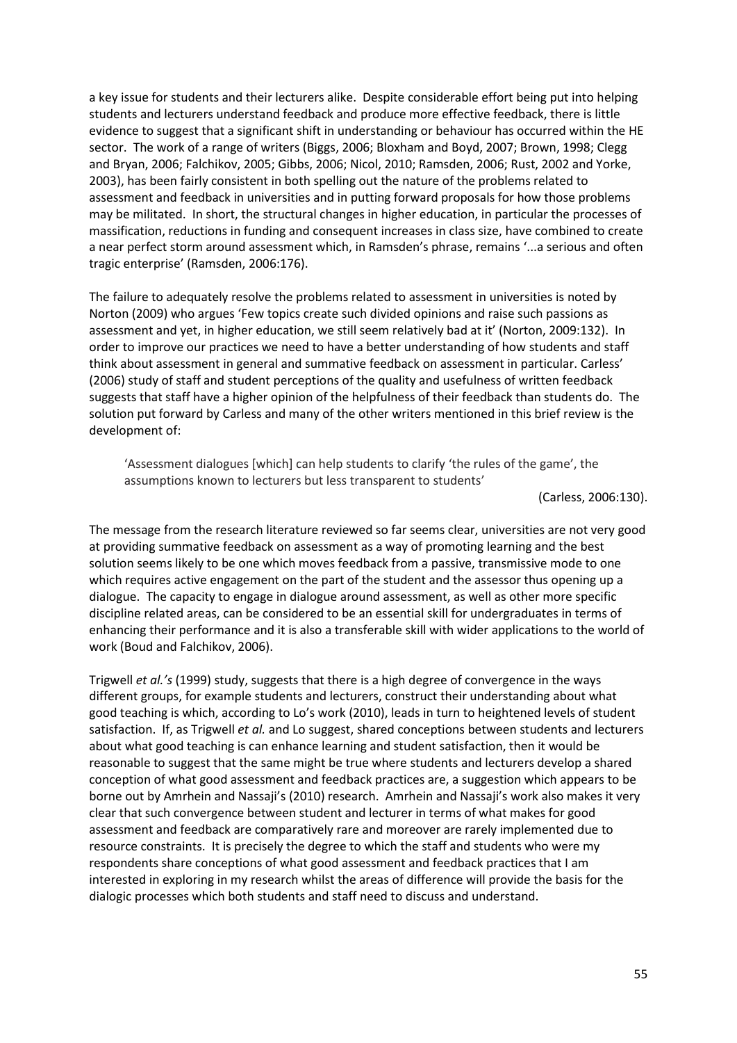a key issue for students and their lecturers alike. Despite considerable effort being put into helping students and lecturers understand feedback and produce more effective feedback, there is little evidence to suggest that a significant shift in understanding or behaviour has occurred within the HE sector. The work of a range of writers (Biggs, 2006; Bloxham and Boyd, 2007; Brown, 1998; Clegg and Bryan, 2006; Falchikov, 2005; Gibbs, 2006; Nicol, 2010; Ramsden, 2006; Rust, 2002 and Yorke, 2003), has been fairly consistent in both spelling out the nature of the problems related to assessment and feedback in universities and in putting forward proposals for how those problems may be militated. In short, the structural changes in higher education, in particular the processes of massification, reductions in funding and consequent increases in class size, have combined to create a near perfect storm around assessment which, in Ramsden's phrase, remains '...a serious and often tragic enterprise' (Ramsden, 2006:176).

The failure to adequately resolve the problems related to assessment in universities is noted by Norton (2009) who argues 'Few topics create such divided opinions and raise such passions as assessment and yet, in higher education, we still seem relatively bad at it' (Norton, 2009:132). In order to improve our practices we need to have a better understanding of how students and staff think about assessment in general and summative feedback on assessment in particular. Carless' (2006) study of staff and student perceptions of the quality and usefulness of written feedback suggests that staff have a higher opinion of the helpfulness of their feedback than students do. The solution put forward by Carless and many of the other writers mentioned in this brief review is the development of:

> 'Assessment dialogues [which] can help students to clarify 'the rules of the game', the assumptions known to lecturers but less transparent to students'
>
> (Carless, 2006:130).

The message from the research literature reviewed so far seems clear, universities are not very good at providing summative feedback on assessment as a way of promoting learning and the best solution seems likely to be one which moves feedback from a passive, transmissive mode to one which requires active engagement on the part of the student and the assessor thus opening up a dialogue. The capacity to engage in dialogue around assessment, as well as other more specific discipline related areas, can be considered to be an essential skill for undergraduates in terms of enhancing their performance and it is also a transferable skill with wider applications to the world of work (Boud and Falchikov, 2006).

Trigwell *et al.'s* (1999) study, suggests that there is a high degree of convergence in the ways different groups, for example students and lecturers, construct their understanding about what good teaching is which, according to Lo's work (2010), leads in turn to heightened levels of student satisfaction. If, as Trigwell *et al.* and Lo suggest, shared conceptions between students and lecturers about what good teaching is can enhance learning and student satisfaction, then it would be reasonable to suggest that the same might be true where students and lecturers develop a shared conception of what good assessment and feedback practices are, a suggestion which appears to be borne out by Amrhein and Nassaji's (2010) research. Amrhein and Nassaji's work also makes it very clear that such convergence between student and lecturer in terms of what makes for good assessment and feedback are comparatively rare and moreover are rarely implemented due to resource constraints. It is precisely the degree to which the staff and students who were my respondents share conceptions of what good assessment and feedback practices that I am interested in exploring in my research whilst the areas of difference will provide the basis for the dialogic processes which both students and staff need to discuss and understand.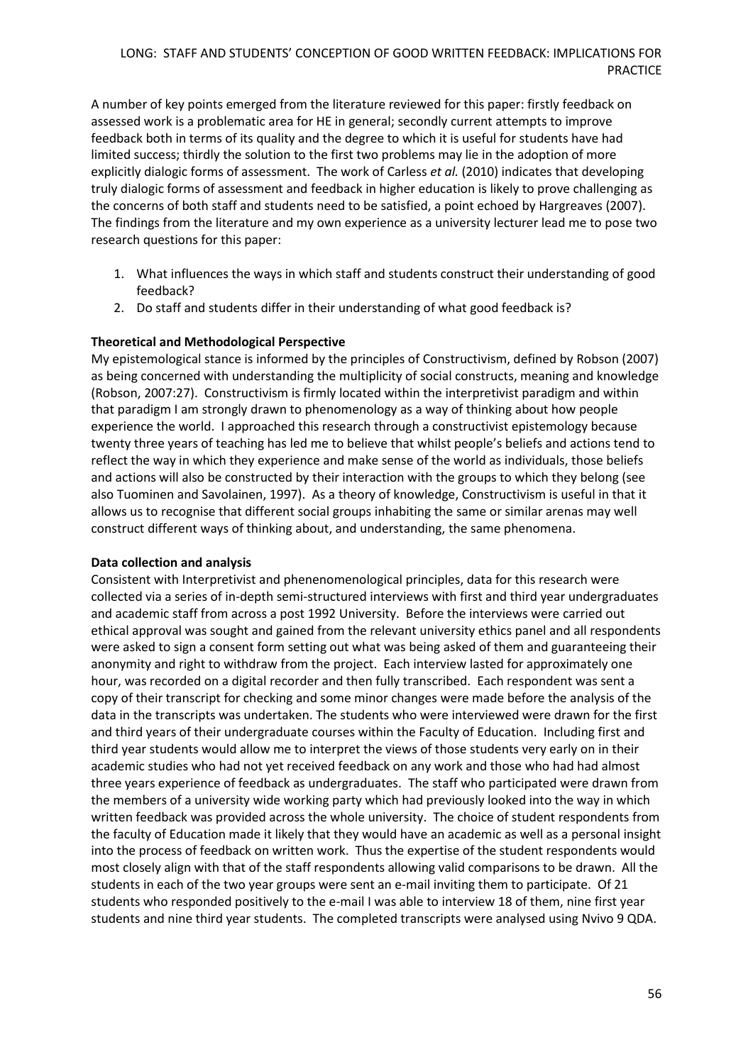A number of key points emerged from the literature reviewed for this paper: firstly feedback on assessed work is a problematic area for HE in general; secondly current attempts to improve feedback both in terms of its quality and the degree to which it is useful for students have had limited success; thirdly the solution to the first two problems may lie in the adoption of more explicitly dialogic forms of assessment. The work of Carless *et al.* (2010) indicates that developing truly dialogic forms of assessment and feedback in higher education is likely to prove challenging as the concerns of both staff and students need to be satisfied, a point echoed by Hargreaves (2007). The findings from the literature and my own experience as a university lecturer lead me to pose two research questions for this paper:

1. What influences the ways in which staff and students construct their understanding of good feedback?
2. Do staff and students differ in their understanding of what good feedback is?

**Theoretical and Methodological Perspective**

My epistemological stance is informed by the principles of Constructivism, defined by Robson (2007) as being concerned with understanding the multiplicity of social constructs, meaning and knowledge (Robson, 2007:27). Constructivism is firmly located within the interpretivist paradigm and within that paradigm I am strongly drawn to phenomenology as a way of thinking about how people experience the world. I approached this research through a constructivist epistemology because twenty three years of teaching has led me to believe that whilst people's beliefs and actions tend to reflect the way in which they experience and make sense of the world as individuals, those beliefs and actions will also be constructed by their interaction with the groups to which they belong (see also Tuominen and Savolainen, 1997). As a theory of knowledge, Constructivism is useful in that it allows us to recognise that different social groups inhabiting the same or similar arenas may well construct different ways of thinking about, and understanding, the same phenomena.

**Data collection and analysis**

Consistent with Interpretivist and phenenomenological principles, data for this research were collected via a series of in-depth semi-structured interviews with first and third year undergraduates and academic staff from across a post 1992 University. Before the interviews were carried out ethical approval was sought and gained from the relevant university ethics panel and all respondents were asked to sign a consent form setting out what was being asked of them and guaranteeing their anonymity and right to withdraw from the project. Each interview lasted for approximately one hour, was recorded on a digital recorder and then fully transcribed. Each respondent was sent a copy of their transcript for checking and some minor changes were made before the analysis of the data in the transcripts was undertaken. The students who were interviewed were drawn for the first and third years of their undergraduate courses within the Faculty of Education. Including first and third year students would allow me to interpret the views of those students very early on in their academic studies who had not yet received feedback on any work and those who had had almost three years experience of feedback as undergraduates. The staff who participated were drawn from the members of a university wide working party which had previously looked into the way in which written feedback was provided across the whole university. The choice of student respondents from the faculty of Education made it likely that they would have an academic as well as a personal insight into the process of feedback on written work. Thus the expertise of the student respondents would most closely align with that of the staff respondents allowing valid comparisons to be drawn. All the students in each of the two year groups were sent an e-mail inviting them to participate. Of 21 students who responded positively to the e-mail I was able to interview 18 of them, nine first year students and nine third year students. The completed transcripts were analysed using Nvivo 9 QDA.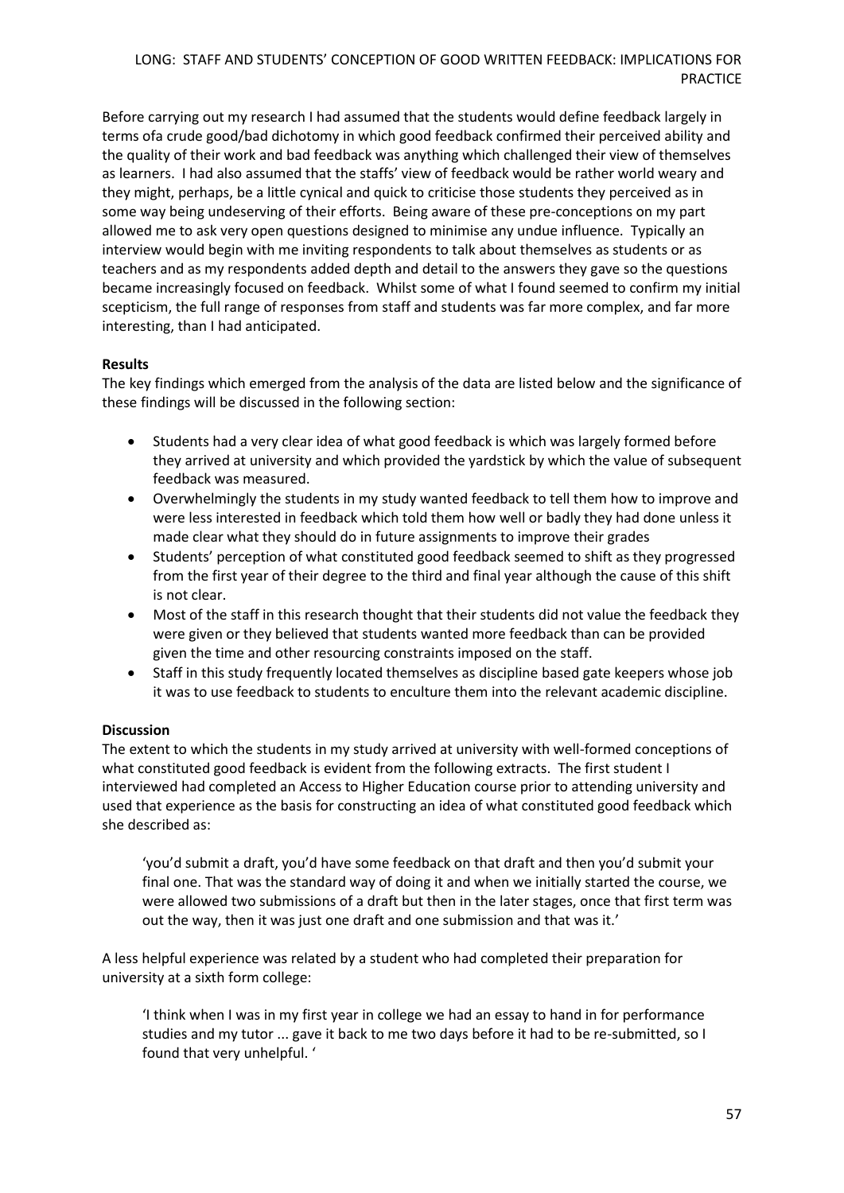Before carrying out my research I had assumed that the students would define feedback largely in terms ofa crude good/bad dichotomy in which good feedback confirmed their perceived ability and the quality of their work and bad feedback was anything which challenged their view of themselves as learners. I had also assumed that the staffs' view of feedback would be rather world weary and they might, perhaps, be a little cynical and quick to criticise those students they perceived as in some way being undeserving of their efforts. Being aware of these pre-conceptions on my part allowed me to ask very open questions designed to minimise any undue influence. Typically an interview would begin with me inviting respondents to talk about themselves as students or as teachers and as my respondents added depth and detail to the answers they gave so the questions became increasingly focused on feedback. Whilst some of what I found seemed to confirm my initial scepticism, the full range of responses from staff and students was far more complex, and far more interesting, than I had anticipated.

**Results**

The key findings which emerged from the analysis of the data are listed below and the significance of these findings will be discussed in the following section:

- Students had a very clear idea of what good feedback is which was largely formed before they arrived at university and which provided the yardstick by which the value of subsequent feedback was measured.
- Overwhelmingly the students in my study wanted feedback to tell them how to improve and were less interested in feedback which told them how well or badly they had done unless it made clear what they should do in future assignments to improve their grades
- Students' perception of what constituted good feedback seemed to shift as they progressed from the first year of their degree to the third and final year although the cause of this shift is not clear.
- Most of the staff in this research thought that their students did not value the feedback they were given or they believed that students wanted more feedback than can be provided given the time and other resourcing constraints imposed on the staff.
- Staff in this study frequently located themselves as discipline based gate keepers whose job it was to use feedback to students to enculture them into the relevant academic discipline.

**Discussion**

The extent to which the students in my study arrived at university with well-formed conceptions of what constituted good feedback is evident from the following extracts. The first student I interviewed had completed an Access to Higher Education course prior to attending university and used that experience as the basis for constructing an idea of what constituted good feedback which she described as:

> 'you'd submit a draft, you'd have some feedback on that draft and then you'd submit your final one. That was the standard way of doing it and when we initially started the course, we were allowed two submissions of a draft but then in the later stages, once that first term was out the way, then it was just one draft and one submission and that was it.'

A less helpful experience was related by a student who had completed their preparation for university at a sixth form college:

> 'I think when I was in my first year in college we had an essay to hand in for performance studies and my tutor ... gave it back to me two days before it had to be re-submitted, so I found that very unhelpful. '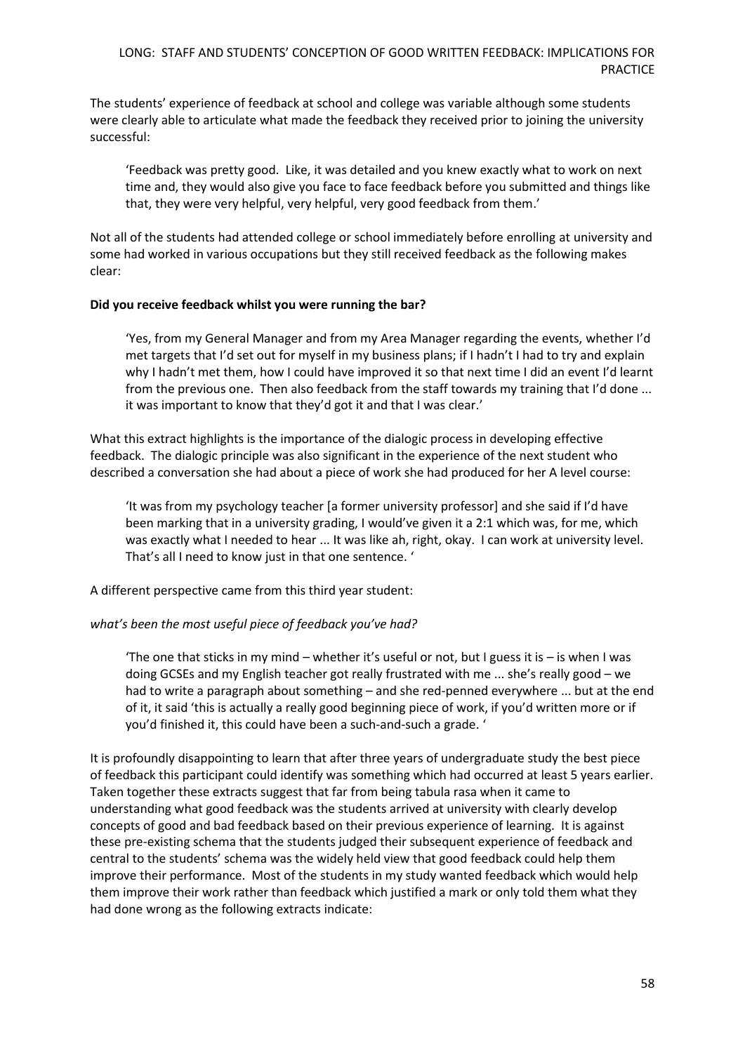The students' experience of feedback at school and college was variable although some students were clearly able to articulate what made the feedback they received prior to joining the university successful:

> 'Feedback was pretty good. Like, it was detailed and you knew exactly what to work on next time and, they would also give you face to face feedback before you submitted and things like that, they were very helpful, very helpful, very good feedback from them.'

Not all of the students had attended college or school immediately before enrolling at university and some had worked in various occupations but they still received feedback as the following makes clear:

**Did you receive feedback whilst you were running the bar?**

> 'Yes, from my General Manager and from my Area Manager regarding the events, whether I'd met targets that I'd set out for myself in my business plans; if I hadn't I had to try and explain why I hadn't met them, how I could have improved it so that next time I did an event I'd learnt from the previous one. Then also feedback from the staff towards my training that I'd done ... it was important to know that they'd got it and that I was clear.'

What this extract highlights is the importance of the dialogic process in developing effective feedback. The dialogic principle was also significant in the experience of the next student who described a conversation she had about a piece of work she had produced for her A level course:

> 'It was from my psychology teacher [a former university professor] and she said if I'd have been marking that in a university grading, I would've given it a 2:1 which was, for me, which was exactly what I needed to hear ... It was like ah, right, okay. I can work at university level. That's all I need to know just in that one sentence. '

A different perspective came from this third year student:

*what's been the most useful piece of feedback you've had?*

> 'The one that sticks in my mind – whether it's useful or not, but I guess it is – is when I was doing GCSEs and my English teacher got really frustrated with me ... she's really good – we had to write a paragraph about something – and she red-penned everywhere ... but at the end of it, it said 'this is actually a really good beginning piece of work, if you'd written more or if you'd finished it, this could have been a such-and-such a grade. '

It is profoundly disappointing to learn that after three years of undergraduate study the best piece of feedback this participant could identify was something which had occurred at least 5 years earlier. Taken together these extracts suggest that far from being tabula rasa when it came to understanding what good feedback was the students arrived at university with clearly develop concepts of good and bad feedback based on their previous experience of learning. It is against these pre-existing schema that the students judged their subsequent experience of feedback and central to the students' schema was the widely held view that good feedback could help them improve their performance. Most of the students in my study wanted feedback which would help them improve their work rather than feedback which justified a mark or only told them what they had done wrong as the following extracts indicate: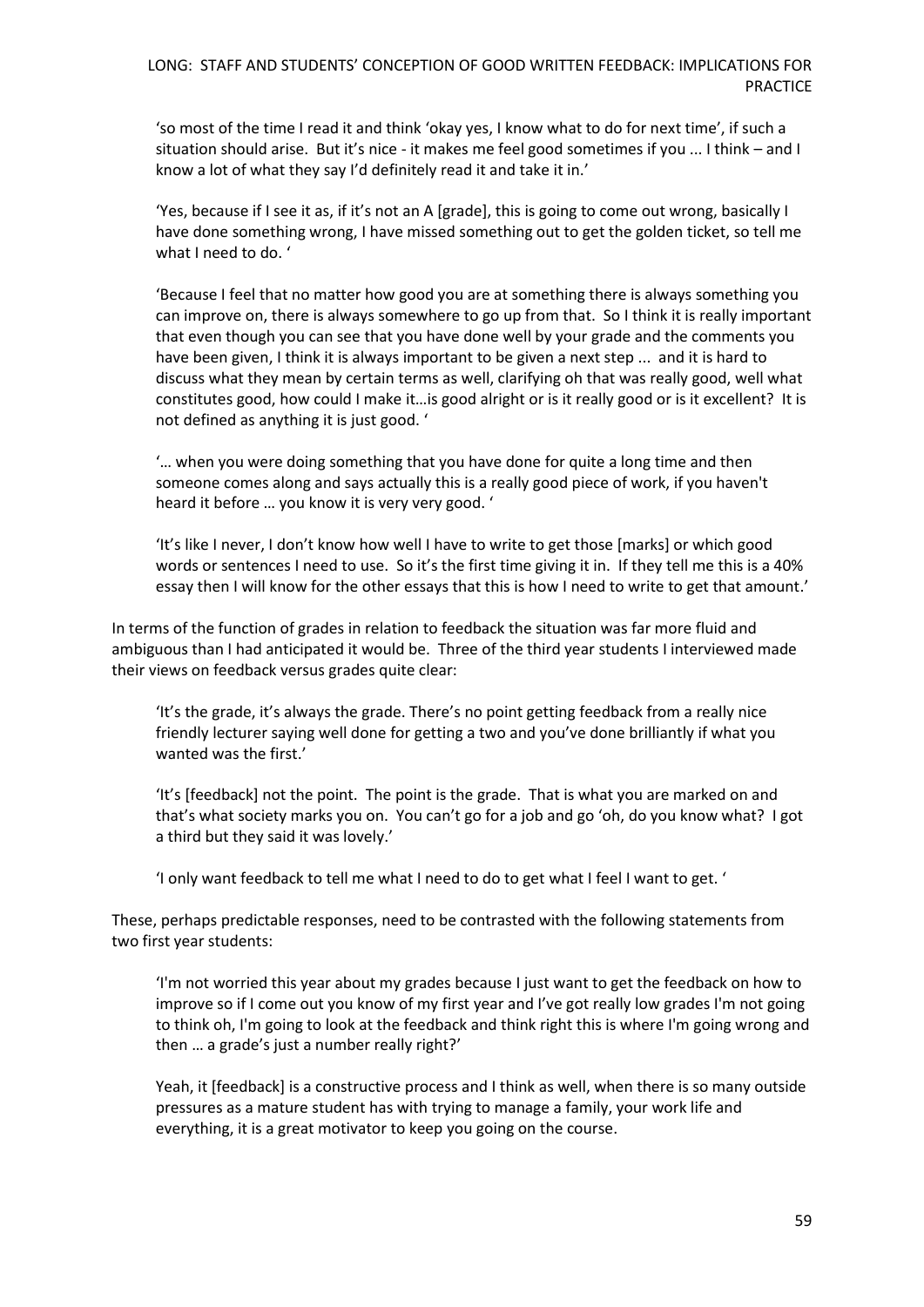> 'so most of the time I read it and think 'okay yes, I know what to do for next time', if such a situation should arise. But it's nice - it makes me feel good sometimes if you ... I think – and I know a lot of what they say I'd definitely read it and take it in.'

> 'Yes, because if I see it as, if it's not an A [grade], this is going to come out wrong, basically I have done something wrong, I have missed something out to get the golden ticket, so tell me what I need to do. '

> 'Because I feel that no matter how good you are at something there is always something you can improve on, there is always somewhere to go up from that. So I think it is really important that even though you can see that you have done well by your grade and the comments you have been given, I think it is always important to be given a next step ... and it is hard to discuss what they mean by certain terms as well, clarifying oh that was really good, well what constitutes good, how could I make it…is good alright or is it really good or is it excellent? It is not defined as anything it is just good. '

> '… when you were doing something that you have done for quite a long time and then someone comes along and says actually this is a really good piece of work, if you haven't heard it before … you know it is very very good. '

> 'It's like I never, I don't know how well I have to write to get those [marks] or which good words or sentences I need to use. So it's the first time giving it in. If they tell me this is a 40% essay then I will know for the other essays that this is how I need to write to get that amount.'

In terms of the function of grades in relation to feedback the situation was far more fluid and ambiguous than I had anticipated it would be. Three of the third year students I interviewed made their views on feedback versus grades quite clear:

> 'It's the grade, it's always the grade. There's no point getting feedback from a really nice friendly lecturer saying well done for getting a two and you've done brilliantly if what you wanted was the first.'

> 'It's [feedback] not the point. The point is the grade. That is what you are marked on and that's what society marks you on. You can't go for a job and go 'oh, do you know what? I got a third but they said it was lovely.'

> 'I only want feedback to tell me what I need to do to get what I feel I want to get. '

These, perhaps predictable responses, need to be contrasted with the following statements from two first year students:

> 'I'm not worried this year about my grades because I just want to get the feedback on how to improve so if I come out you know of my first year and I've got really low grades I'm not going to think oh, I'm going to look at the feedback and think right this is where I'm going wrong and then … a grade's just a number really right?'

> Yeah, it [feedback] is a constructive process and I think as well, when there is so many outside pressures as a mature student has with trying to manage a family, your work life and everything, it is a great motivator to keep you going on the course.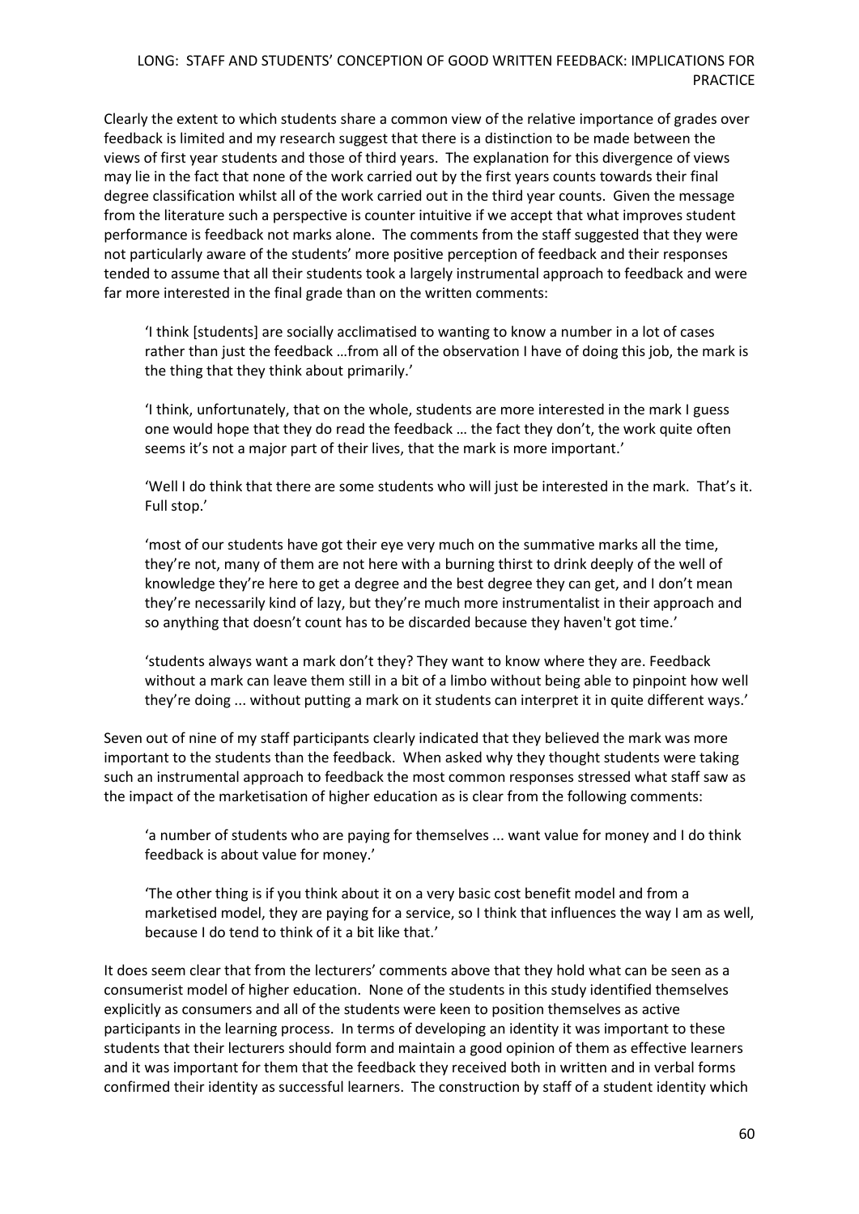Clearly the extent to which students share a common view of the relative importance of grades over feedback is limited and my research suggest that there is a distinction to be made between the views of first year students and those of third years. The explanation for this divergence of views may lie in the fact that none of the work carried out by the first years counts towards their final degree classification whilst all of the work carried out in the third year counts. Given the message from the literature such a perspective is counter intuitive if we accept that what improves student performance is feedback not marks alone. The comments from the staff suggested that they were not particularly aware of the students' more positive perception of feedback and their responses tended to assume that all their students took a largely instrumental approach to feedback and were far more interested in the final grade than on the written comments:

> 'I think [students] are socially acclimatised to wanting to know a number in a lot of cases rather than just the feedback …from all of the observation I have of doing this job, the mark is the thing that they think about primarily.'

> 'I think, unfortunately, that on the whole, students are more interested in the mark I guess one would hope that they do read the feedback … the fact they don't, the work quite often seems it's not a major part of their lives, that the mark is more important.'

> 'Well I do think that there are some students who will just be interested in the mark. That's it. Full stop.'

> 'most of our students have got their eye very much on the summative marks all the time, they're not, many of them are not here with a burning thirst to drink deeply of the well of knowledge they're here to get a degree and the best degree they can get, and I don't mean they're necessarily kind of lazy, but they're much more instrumentalist in their approach and so anything that doesn't count has to be discarded because they haven't got time.'

> 'students always want a mark don't they? They want to know where they are. Feedback without a mark can leave them still in a bit of a limbo without being able to pinpoint how well they're doing ... without putting a mark on it students can interpret it in quite different ways.'

Seven out of nine of my staff participants clearly indicated that they believed the mark was more important to the students than the feedback. When asked why they thought students were taking such an instrumental approach to feedback the most common responses stressed what staff saw as the impact of the marketisation of higher education as is clear from the following comments:

> 'a number of students who are paying for themselves ... want value for money and I do think feedback is about value for money.'

> 'The other thing is if you think about it on a very basic cost benefit model and from a marketised model, they are paying for a service, so I think that influences the way I am as well, because I do tend to think of it a bit like that.'

It does seem clear that from the lecturers' comments above that they hold what can be seen as a consumerist model of higher education. None of the students in this study identified themselves explicitly as consumers and all of the students were keen to position themselves as active participants in the learning process. In terms of developing an identity it was important to these students that their lecturers should form and maintain a good opinion of them as effective learners and it was important for them that the feedback they received both in written and in verbal forms confirmed their identity as successful learners. The construction by staff of a student identity which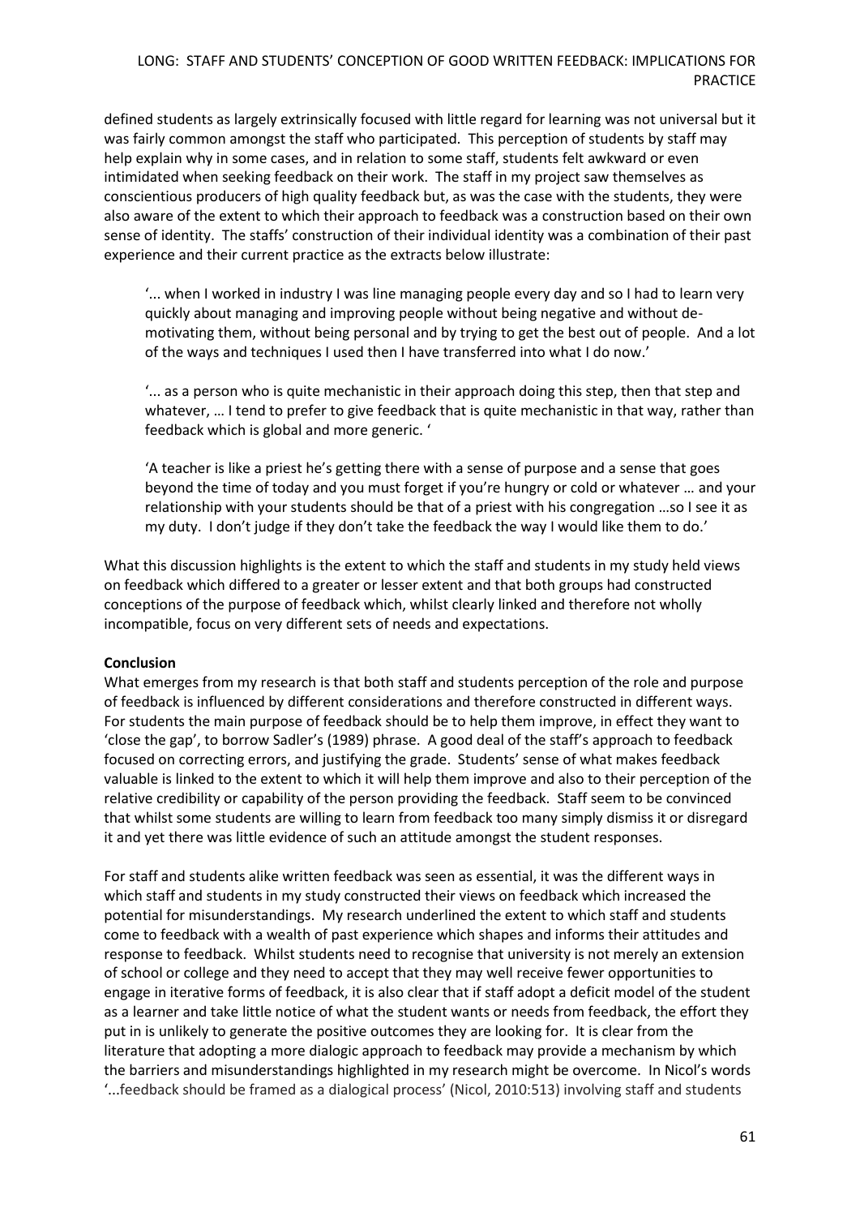defined students as largely extrinsically focused with little regard for learning was not universal but it was fairly common amongst the staff who participated. This perception of students by staff may help explain why in some cases, and in relation to some staff, students felt awkward or even intimidated when seeking feedback on their work. The staff in my project saw themselves as conscientious producers of high quality feedback but, as was the case with the students, they were also aware of the extent to which their approach to feedback was a construction based on their own sense of identity. The staffs' construction of their individual identity was a combination of their past experience and their current practice as the extracts below illustrate:

> '... when I worked in industry I was line managing people every day and so I had to learn very quickly about managing and improving people without being negative and without de-motivating them, without being personal and by trying to get the best out of people. And a lot of the ways and techniques I used then I have transferred into what I do now.'

> '... as a person who is quite mechanistic in their approach doing this step, then that step and whatever, … I tend to prefer to give feedback that is quite mechanistic in that way, rather than feedback which is global and more generic. '

> 'A teacher is like a priest he's getting there with a sense of purpose and a sense that goes beyond the time of today and you must forget if you're hungry or cold or whatever … and your relationship with your students should be that of a priest with his congregation …so I see it as my duty. I don't judge if they don't take the feedback the way I would like them to do.'

What this discussion highlights is the extent to which the staff and students in my study held views on feedback which differed to a greater or lesser extent and that both groups had constructed conceptions of the purpose of feedback which, whilst clearly linked and therefore not wholly incompatible, focus on very different sets of needs and expectations.

**Conclusion**

What emerges from my research is that both staff and students perception of the role and purpose of feedback is influenced by different considerations and therefore constructed in different ways. For students the main purpose of feedback should be to help them improve, in effect they want to 'close the gap', to borrow Sadler's (1989) phrase. A good deal of the staff's approach to feedback focused on correcting errors, and justifying the grade. Students' sense of what makes feedback valuable is linked to the extent to which it will help them improve and also to their perception of the relative credibility or capability of the person providing the feedback. Staff seem to be convinced that whilst some students are willing to learn from feedback too many simply dismiss it or disregard it and yet there was little evidence of such an attitude amongst the student responses.

For staff and students alike written feedback was seen as essential, it was the different ways in which staff and students in my study constructed their views on feedback which increased the potential for misunderstandings. My research underlined the extent to which staff and students come to feedback with a wealth of past experience which shapes and informs their attitudes and response to feedback. Whilst students need to recognise that university is not merely an extension of school or college and they need to accept that they may well receive fewer opportunities to engage in iterative forms of feedback, it is also clear that if staff adopt a deficit model of the student as a learner and take little notice of what the student wants or needs from feedback, the effort they put in is unlikely to generate the positive outcomes they are looking for. It is clear from the literature that adopting a more dialogic approach to feedback may provide a mechanism by which the barriers and misunderstandings highlighted in my research might be overcome. In Nicol's words '...feedback should be framed as a dialogical process' (Nicol, 2010:513) involving staff and students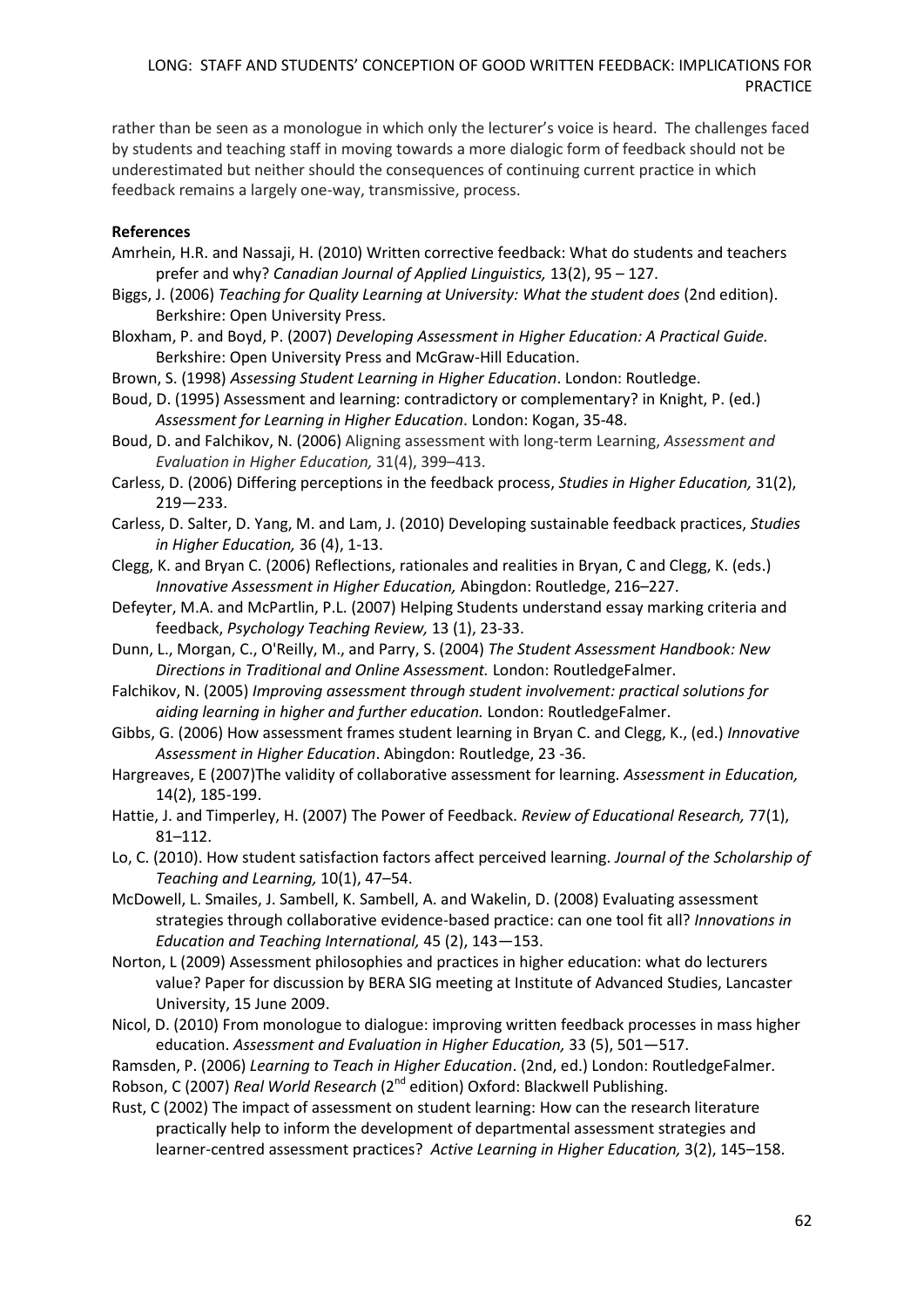rather than be seen as a monologue in which only the lecturer's voice is heard. The challenges faced by students and teaching staff in moving towards a more dialogic form of feedback should not be underestimated but neither should the consequences of continuing current practice in which feedback remains a largely one-way, transmissive, process.

**References**

Amrhein, H.R. and Nassaji, H. (2010) Written corrective feedback: What do students and teachers prefer and why? *Canadian Journal of Applied Linguistics,* 13(2), 95 – 127.

Biggs, J. (2006) *Teaching for Quality Learning at University: What the student does* (2nd edition). Berkshire: Open University Press.

Bloxham, P. and Boyd, P. (2007) *Developing Assessment in Higher Education: A Practical Guide.* Berkshire: Open University Press and McGraw-Hill Education.

Brown, S. (1998) *Assessing Student Learning in Higher Education*. London: Routledge.

Boud, D. (1995) Assessment and learning: contradictory or complementary? in Knight, P. (ed.) *Assessment for Learning in Higher Education*. London: Kogan, 35-48.

Boud, D. and Falchikov, N. (2006) Aligning assessment with long-term Learning, *Assessment and Evaluation in Higher Education,* 31(4), 399–413.

Carless, D. (2006) Differing perceptions in the feedback process, *Studies in Higher Education,* 31(2), 219—233.

Carless, D. Salter, D. Yang, M. and Lam, J. (2010) Developing sustainable feedback practices, *Studies in Higher Education,* 36 (4), 1-13.

Clegg, K. and Bryan C. (2006) Reflections, rationales and realities in Bryan, C and Clegg, K. (eds.) *Innovative Assessment in Higher Education,* Abingdon: Routledge, 216–227.

Defeyter, M.A. and McPartlin, P.L. (2007) Helping Students understand essay marking criteria and feedback, *Psychology Teaching Review,* 13 (1), 23-33.

Dunn, L., Morgan, C., O'Reilly, M., and Parry, S. (2004) *The Student Assessment Handbook: New Directions in Traditional and Online Assessment.* London: RoutledgeFalmer.

Falchikov, N. (2005) *Improving assessment through student involvement: practical solutions for aiding learning in higher and further education.* London: RoutledgeFalmer.

Gibbs, G. (2006) How assessment frames student learning in Bryan C. and Clegg, K., (ed.) *Innovative Assessment in Higher Education*. Abingdon: Routledge, 23 -36.

Hargreaves, E (2007)The validity of collaborative assessment for learning. *Assessment in Education,* 14(2), 185-199.

Hattie, J. and Timperley, H. (2007) The Power of Feedback. *Review of Educational Research,* 77(1), 81–112.

Lo, C. (2010). How student satisfaction factors affect perceived learning. *Journal of the Scholarship of Teaching and Learning,* 10(1), 47–54.

McDowell, L. Smailes, J. Sambell, K. Sambell, A. and Wakelin, D. (2008) Evaluating assessment strategies through collaborative evidence-based practice: can one tool fit all? *Innovations in Education and Teaching International,* 45 (2), 143—153.

Norton, L (2009) Assessment philosophies and practices in higher education: what do lecturers value? Paper for discussion by BERA SIG meeting at Institute of Advanced Studies, Lancaster University, 15 June 2009.

Nicol, D. (2010) From monologue to dialogue: improving written feedback processes in mass higher education. *Assessment and Evaluation in Higher Education,* 33 (5), 501—517.

Ramsden, P. (2006) *Learning to Teach in Higher Education*. (2nd, ed.) London: RoutledgeFalmer.

Robson, C (2007) *Real World Research* (2nd edition) Oxford: Blackwell Publishing.

Rust, C (2002) The impact of assessment on student learning: How can the research literature practically help to inform the development of departmental assessment strategies and learner-centred assessment practices? *Active Learning in Higher Education,* 3(2), 145–158.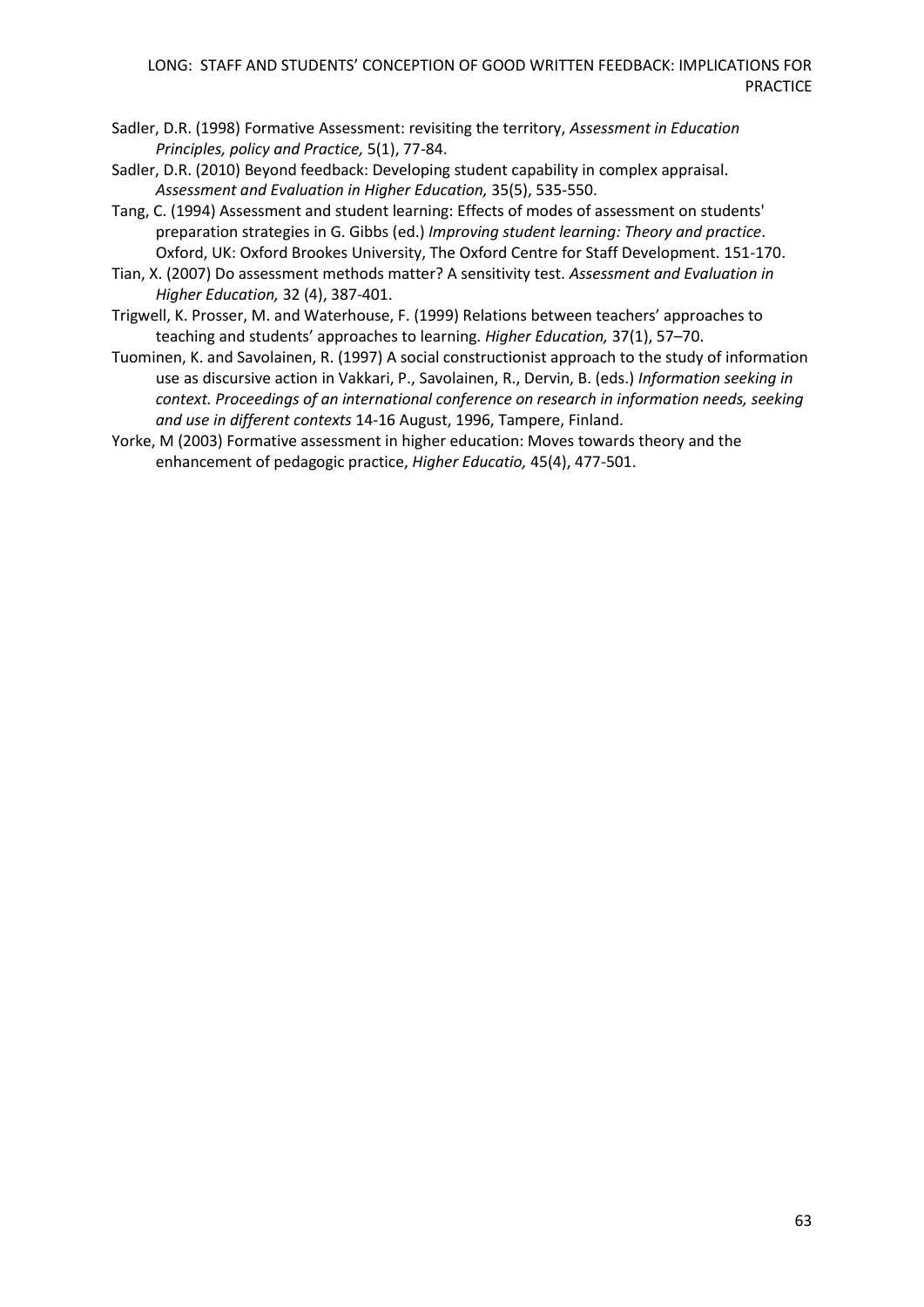Sadler, D.R. (1998) Formative Assessment: revisiting the territory, *Assessment in Education Principles, policy and Practice,* 5(1), 77-84.

Sadler, D.R. (2010) Beyond feedback: Developing student capability in complex appraisal. *Assessment and Evaluation in Higher Education,* 35(5), 535-550.

Tang, C. (1994) Assessment and student learning: Effects of modes of assessment on students' preparation strategies in G. Gibbs (ed.) *Improving student learning: Theory and practice*. Oxford, UK: Oxford Brookes University, The Oxford Centre for Staff Development. 151-170.

Tian, X. (2007) Do assessment methods matter? A sensitivity test. *Assessment and Evaluation in Higher Education,* 32 (4), 387-401.

Trigwell, K. Prosser, M. and Waterhouse, F. (1999) Relations between teachers' approaches to teaching and students' approaches to learning. *Higher Education,* 37(1), 57–70.

Tuominen, K. and Savolainen, R. (1997) A social constructionist approach to the study of information use as discursive action in Vakkari, P., Savolainen, R., Dervin, B. (eds.) *Information seeking in context. Proceedings of an international conference on research in information needs, seeking and use in different contexts* 14-16 August, 1996, Tampere, Finland.

Yorke, M (2003) Formative assessment in higher education: Moves towards theory and the enhancement of pedagogic practice, *Higher Educatio,* 45(4), 477-501.